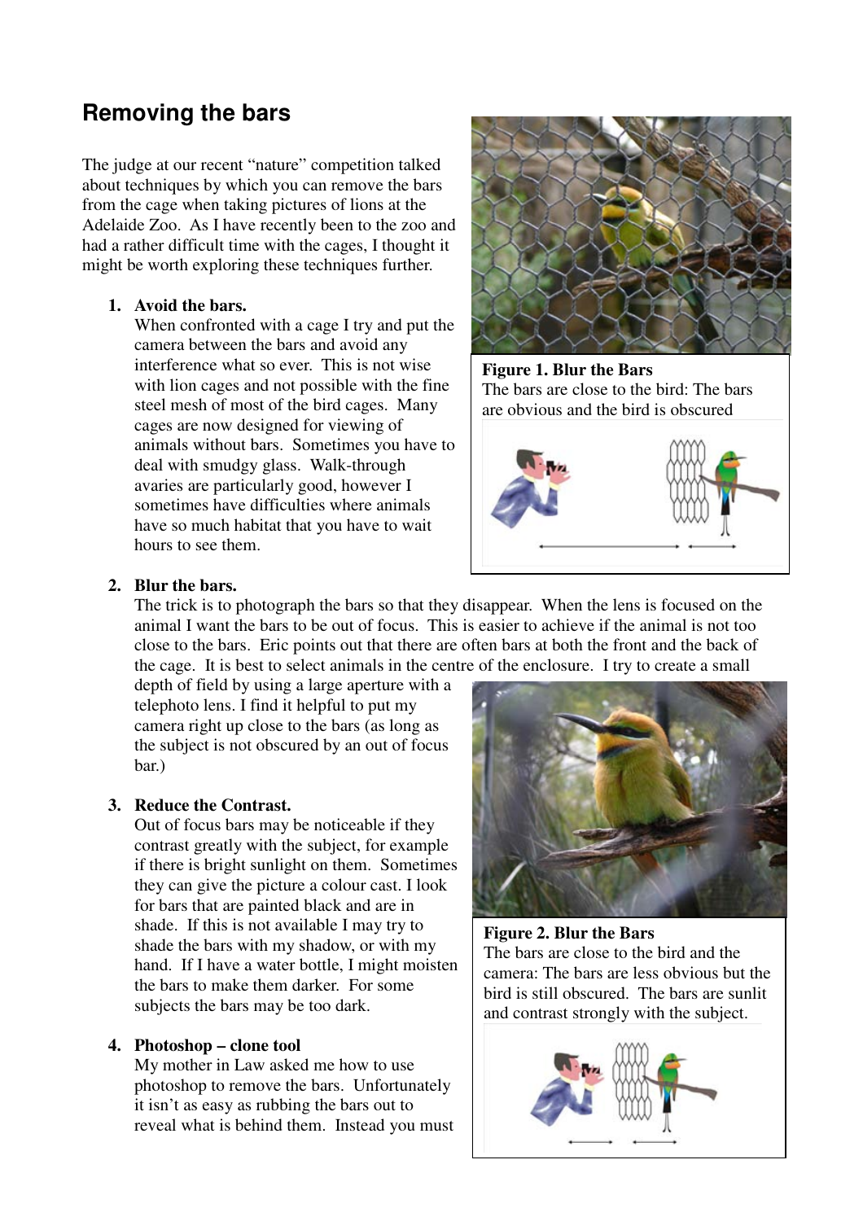## Removing the bars

The judge at our recent "nature" competition talked about techniques by which you can remove the bars from the cage when taking pictures of lions at the Adelaide Zoo. As I have recently been to the zoo and had a rather difficult time with the cages, I thought it might be worth exploring these techniques further.

1. **Avoid the bars.**
   When confronted with a cage I try and put the camera between the bars and avoid any interference what so ever. This is not wise with lion cages and not possible with the fine steel mesh of most of the bird cages. Many cages are now designed for viewing of animals without bars. Sometimes you have to deal with smudgy glass. Walk-through avaries are particularly good, however I sometimes have difficulties where animals have so much habitat that you have to wait hours to see them.

**Figure 1. Blur the Bars**
The bars are close to the bird: The bars are obvious and the bird is obscured

2. **Blur the bars.**
   The trick is to photograph the bars so that they disappear. When the lens is focused on the animal I want the bars to be out of focus. This is easier to achieve if the animal is not too close to the bars. Eric points out that there are often bars at both the front and the back of the cage. It is best to select animals in the centre of the enclosure. I try to create a small depth of field by using a large aperture with a telephoto lens. I find it helpful to put my camera right up close to the bars (as long as the subject is not obscured by an out of focus bar.)

3. **Reduce the Contrast.**
   Out of focus bars may be noticeable if they contrast greatly with the subject, for example if there is bright sunlight on them. Sometimes they can give the picture a colour cast. I look for bars that are painted black and are in shade. If this is not available I may try to shade the bars with my shadow, or with my hand. If I have a water bottle, I might moisten the bars to make them darker. For some subjects the bars may be too dark.

4. **Photoshop – clone tool**
   My mother in Law asked me how to use photoshop to remove the bars. Unfortunately it isn't as easy as rubbing the bars out to reveal what is behind them. Instead you must

**Figure 2. Blur the Bars**
The bars are close to the bird and the camera: The bars are less obvious but the bird is still obscured. The bars are sunlit and contrast strongly with the subject.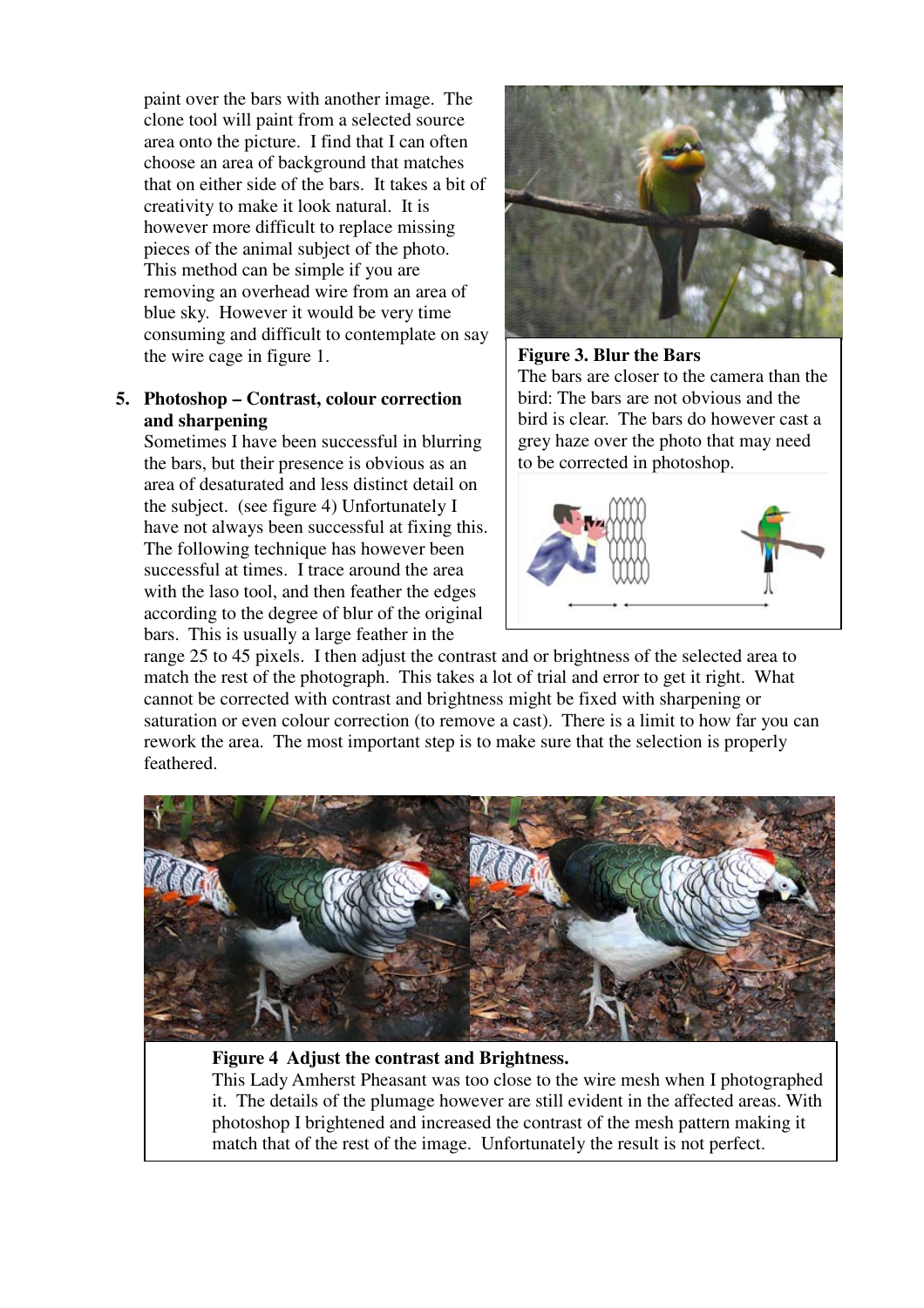paint over the bars with another image. The clone tool will paint from a selected source area onto the picture. I find that I can often choose an area of background that matches that on either side of the bars. It takes a bit of creativity to make it look natural. It is however more difficult to replace missing pieces of the animal subject of the photo. This method can be simple if you are removing an overhead wire from an area of blue sky. However it would be very time consuming and difficult to contemplate on say the wire cage in figure 1.

**Figure 3. Blur the Bars**
The bars are closer to the camera than the bird: The bars are not obvious and the bird is clear. The bars do however cast a grey haze over the photo that may need to be corrected in photoshop.

5. **Photoshop – Contrast, colour correction and sharpening**
   Sometimes I have been successful in blurring the bars, but their presence is obvious as an area of desaturated and less distinct detail on the subject. (see figure 4) Unfortunately I have not always been successful at fixing this. The following technique has however been successful at times. I trace around the area with the laso tool, and then feather the edges according to the degree of blur of the original bars. This is usually a large feather in the range 25 to 45 pixels. I then adjust the contrast and or brightness of the selected area to match the rest of the photograph. This takes a lot of trial and error to get it right. What cannot be corrected with contrast and brightness might be fixed with sharpening or saturation or even colour correction (to remove a cast). There is a limit to how far you can rework the area. The most important step is to make sure that the selection is properly feathered.

**Figure 4 Adjust the contrast and Brightness.**
This Lady Amherst Pheasant was too close to the wire mesh when I photographed it. The details of the plumage however are still evident in the affected areas. With photoshop I brightened and increased the contrast of the mesh pattern making it match that of the rest of the image. Unfortunately the result is not perfect.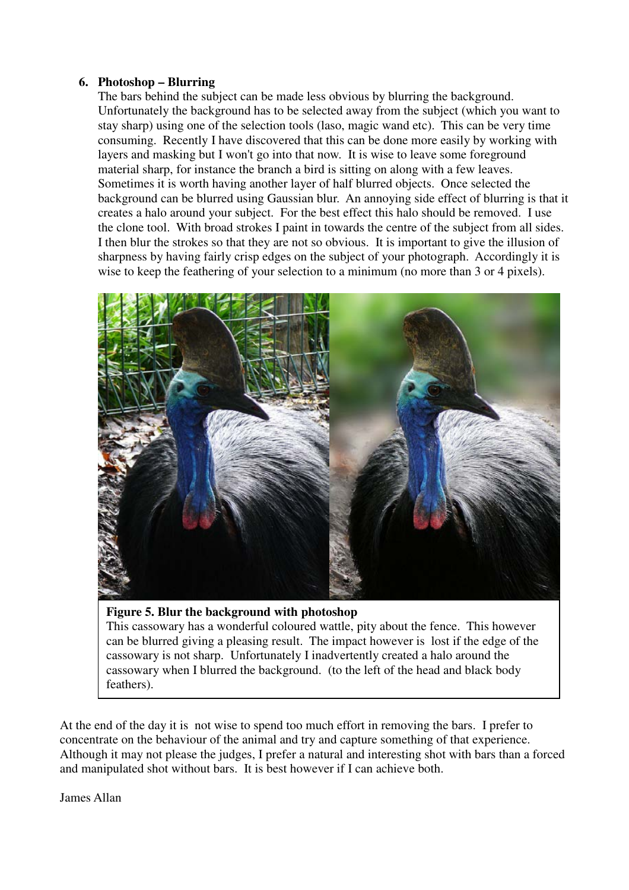6. **Photoshop – Blurring**

   The bars behind the subject can be made less obvious by blurring the background. Unfortunately the background has to be selected away from the subject (which you want to stay sharp) using one of the selection tools (laso, magic wand etc). This can be very time consuming. Recently I have discovered that this can be done more easily by working with layers and masking but I won't go into that now. It is wise to leave some foreground material sharp, for instance the branch a bird is sitting on along with a few leaves. Sometimes it is worth having another layer of half blurred objects. Once selected the background can be blurred using Gaussian blur. An annoying side effect of blurring is that it creates a halo around your subject. For the best effect this halo should be removed. I use the clone tool. With broad strokes I paint in towards the centre of the subject from all sides. I then blur the strokes so that they are not so obvious. It is important to give the illusion of sharpness by having fairly crisp edges on the subject of your photograph. Accordingly it is wise to keep the feathering of your selection to a minimum (no more than 3 or 4 pixels).

**Figure 5. Blur the background with photoshop**
This cassowary has a wonderful coloured wattle, pity about the fence. This however can be blurred giving a pleasing result. The impact however is lost if the edge of the cassowary is not sharp. Unfortunately I inadvertently created a halo around the cassowary when I blurred the background. (to the left of the head and black body feathers).

At the end of the day it is not wise to spend too much effort in removing the bars. I prefer to concentrate on the behaviour of the animal and try and capture something of that experience. Although it may not please the judges, I prefer a natural and interesting shot with bars than a forced and manipulated shot without bars. It is best however if I can achieve both.

James Allan